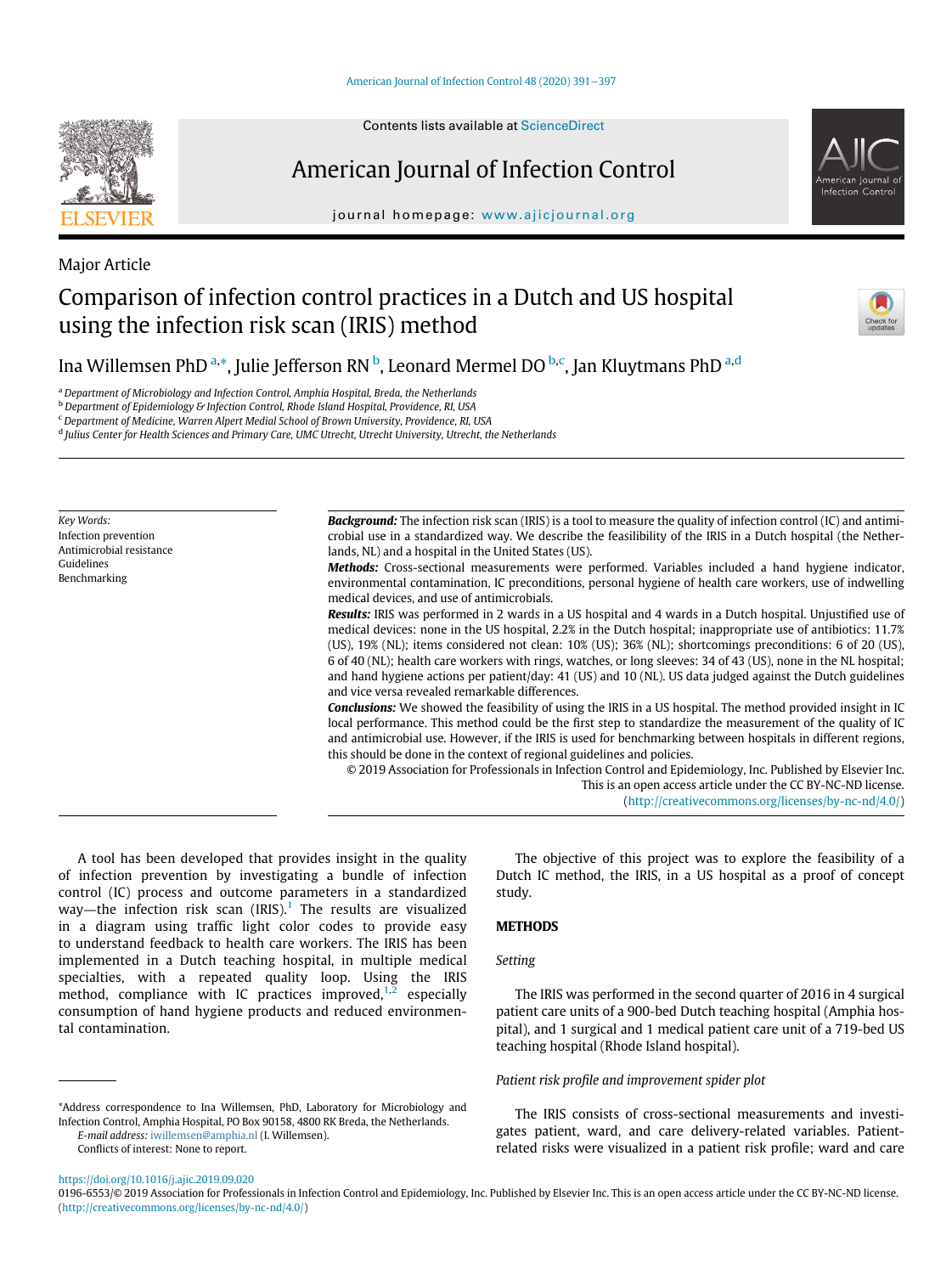Major Article

# Comparison of infection control practices in a Dutch and US hospital using the infection risk scan (IRIS) method

Ina Willemsen PhD [a,*], Julie Jefferson RN [b], Leonard Mermel DO [b,c], Jan Kluytmans PhD [a,d]

[a] Department of Microbiology and Infection Control, Amphia Hospital, Breda, the Netherlands
[b] Department of Epidemiology & Infection Control, Rhode Island Hospital, Providence, RI, USA
[c] Department of Medicine, Warren Alpert Medial School of Brown University, Providence, RI, USA
[d] Julius Center for Health Sciences and Primary Care, UMC Utrecht, Utrecht University, Utrecht, the Netherlands

*Key Words:*
Infection prevention
Antimicrobial resistance
Guidelines
Benchmarking

***Background:*** The infection risk scan (IRIS) is a tool to measure the quality of infection control (IC) and antimicrobial use in a standardized way. We describe the feasibility of the IRIS in a Dutch hospital (the Netherlands, NL) and a hospital in the United States (US).

***Methods:*** Cross-sectional measurements were performed. Variables included a hand hygiene indicator, environmental contamination, IC preconditions, personal hygiene of health care workers, use of indwelling medical devices, and use of antimicrobials.

***Results:*** IRIS was performed in 2 wards in a US hospital and 4 wards in a Dutch hospital. Unjustified use of medical devices: none in the US hospital, 2.2% in the Dutch hospital; inappropriate use of antibiotics: 11.7% (US), 19% (NL); items considered not clean: 10% (US); 36% (NL); shortcomings preconditions: 6 of 20 (US), 6 of 40 (NL); health care workers with rings, watches, or long sleeves: 34 of 43 (US), none in the NL hospital; and hand hygiene actions per patient/day: 41 (US) and 10 (NL). US data judged against the Dutch guidelines and vice versa revealed remarkable differences.

***Conclusions:*** We showed the feasibility of using the IRIS in a US hospital. The method provided insight in IC local performance. This method could be the first step to standardize the measurement of the quality of IC and antimicrobial use. However, if the IRIS is used for benchmarking between hospitals in different regions, this should be done in the context of regional guidelines and policies.

© 2019 Association for Professionals in Infection Control and Epidemiology, Inc. Published by Elsevier Inc. This is an open access article under the CC BY-NC-ND license. (http://creativecommons.org/licenses/by-nc-nd/4.0/)

A tool has been developed that provides insight in the quality of infection prevention by investigating a bundle of infection control (IC) process and outcome parameters in a standardized way—the infection risk scan (IRIS).[1] The results are visualized in a diagram using traffic light color codes to provide easy to understand feedback to health care workers. The IRIS has been implemented in a Dutch teaching hospital, in multiple medical specialties, with a repeated quality loop. Using the IRIS method, compliance with IC practices improved,[1,2] especially consumption of hand hygiene products and reduced environmental contamination.

The objective of this project was to explore the feasibility of a Dutch IC method, the IRIS, in a US hospital as a proof of concept study.

## METHODS

### Setting

The IRIS was performed in the second quarter of 2016 in 4 surgical patient care units of a 900-bed Dutch teaching hospital (Amphia hospital), and 1 surgical and 1 medical patient care unit of a 719-bed US teaching hospital (Rhode Island hospital).

### Patient risk profile and improvement spider plot

The IRIS consists of cross-sectional measurements and investigates patient, ward, and care delivery-related variables. Patient-related risks were visualized in a patient risk profile; ward and care

*Address correspondence to Ina Willemsen, PhD, Laboratory for Microbiology and Infection Control, Amphia Hospital, PO Box 90158, 4800 RK Breda, the Netherlands.
E-mail address: iwillemsen@amphia.nl (I. Willemsen).
Conflicts of interest: None to report.

https://doi.org/10.1016/j.ajic.2019.09.020
0196-6553/© 2019 Association for Professionals in Infection Control and Epidemiology, Inc. Published by Elsevier Inc. This is an open access article under the CC BY-NC-ND license. (http://creativecommons.org/licenses/by-nc-nd/4.0/)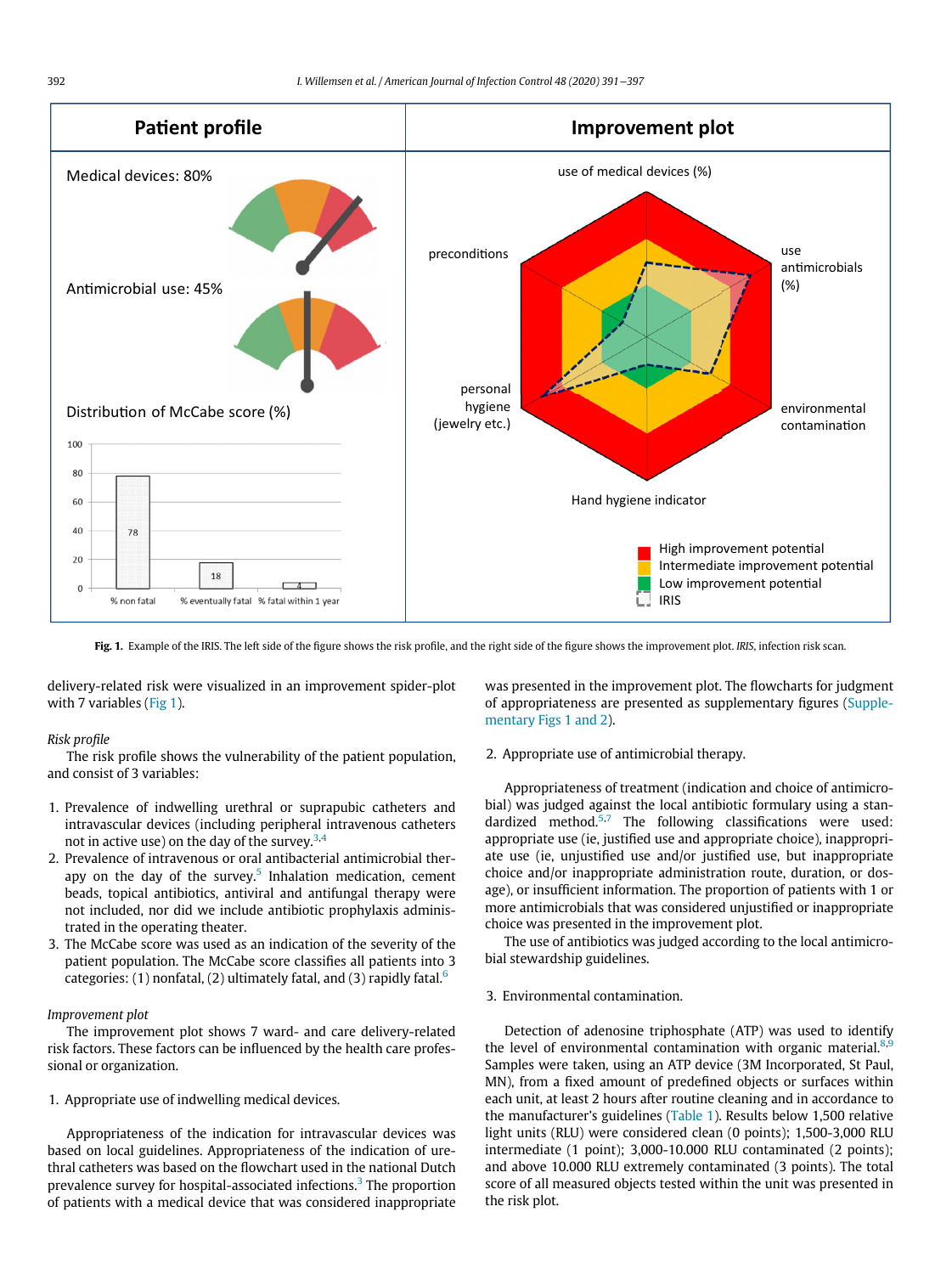**Fig. 1.** Example of the IRIS. The left side of the figure shows the risk profile, and the right side of the figure shows the improvement plot. *IRIS*, infection risk scan.

delivery-related risk were visualized in an improvement spider-plot with 7 variables (Fig 1).

*Risk profile*

The risk profile shows the vulnerability of the patient population, and consist of 3 variables:

1. Prevalence of indwelling urethral or suprapubic catheters and intravascular devices (including peripheral intravenous catheters not in active use) on the day of the survey.[3,4]
2. Prevalence of intravenous or oral antibacterial antimicrobial therapy on the day of the survey.[5] Inhalation medication, cement beads, topical antibiotics, antiviral and antifungal therapy were not included, nor did we include antibiotic prophylaxis administrated in the operating theater.
3. The McCabe score was used as an indication of the severity of the patient population. The McCabe score classifies all patients into 3 categories: (1) nonfatal, (2) ultimately fatal, and (3) rapidly fatal.[6]

*Improvement plot*

The improvement plot shows 7 ward- and care delivery-related risk factors. These factors can be influenced by the health care professional or organization.

1. Appropriate use of indwelling medical devices.

Appropriateness of the indication for intravascular devices was based on local guidelines. Appropriateness of the indication of urethral catheters was based on the flowchart used in the national Dutch prevalence survey for hospital-associated infections.[3] The proportion of patients with a medical device that was considered inappropriate was presented in the improvement plot. The flowcharts for judgment of appropriateness are presented as supplementary figures (Supplementary Figs 1 and 2).

2. Appropriate use of antimicrobial therapy.

Appropriateness of treatment (indication and choice of antimicrobial) was judged against the local antibiotic formulary using a standardized method.[5,7] The following classifications were used: appropriate use (ie, justified use and appropriate choice), inappropriate use (ie, unjustified use and/or justified use, but inappropriate choice and/or inappropriate administration route, duration, or dosage), or insufficient information. The proportion of patients with 1 or more antimicrobials that was considered unjustified or inappropriate choice was presented in the improvement plot.

The use of antibiotics was judged according to the local antimicrobial stewardship guidelines.

3. Environmental contamination.

Detection of adenosine triphosphate (ATP) was used to identify the level of environmental contamination with organic material.[8,9] Samples were taken, using an ATP device (3M Incorporated, St Paul, MN), from a fixed amount of predefined objects or surfaces within each unit, at least 2 hours after routine cleaning and in accordance to the manufacturer's guidelines (Table 1). Results below 1,500 relative light units (RLU) were considered clean (0 points); 1,500-3,000 RLU intermediate (1 point); 3,000-10.000 RLU contaminated (2 points); and above 10.000 RLU extremely contaminated (3 points). The total score of all measured objects tested within the unit was presented in the risk plot.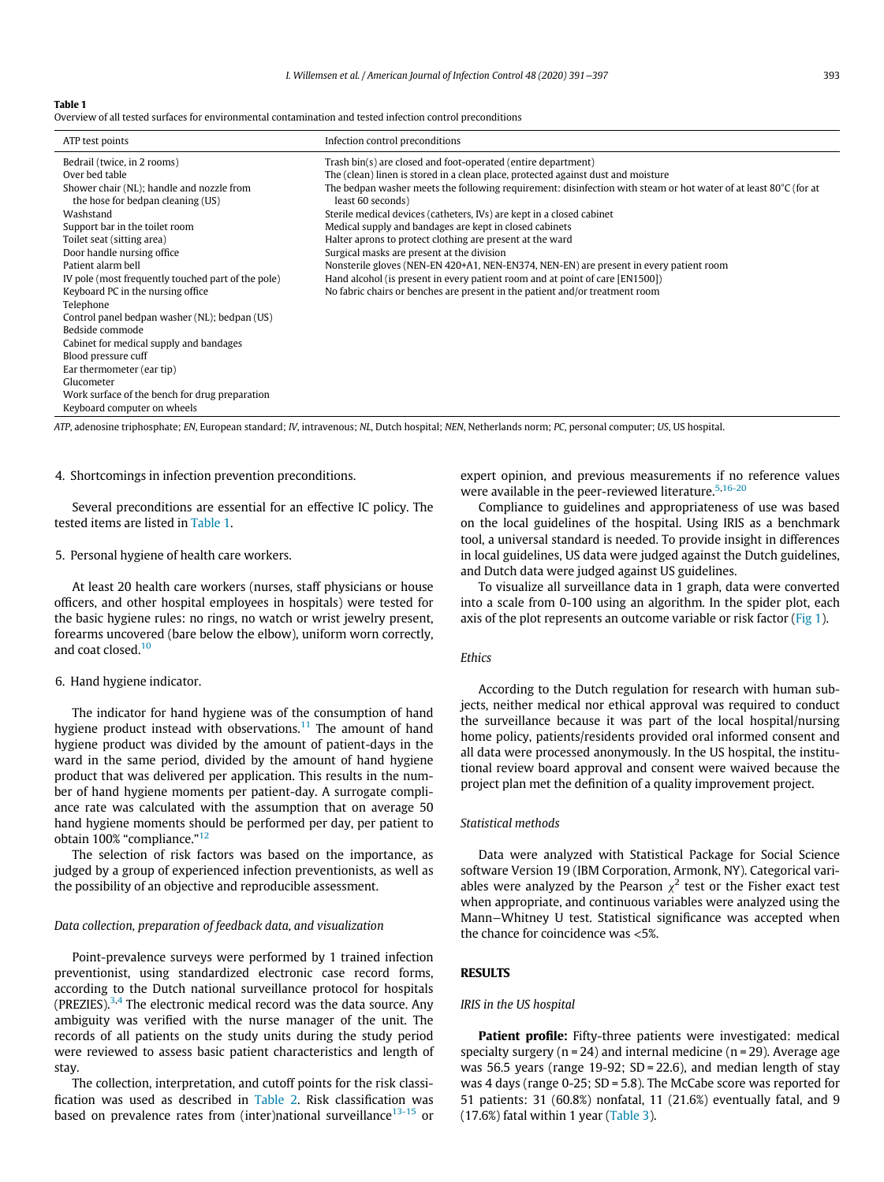**Table 1**
Overview of all tested surfaces for environmental contamination and tested infection control preconditions

| ATP test points | Infection control preconditions |
|---|---|
| Bedrail (twice, in 2 rooms) | Trash bin(s) are closed and foot-operated (entire department) |
| Over bed table | The (clean) linen is stored in a clean place, protected against dust and moisture |
| Shower chair (NL); handle and nozzle from the hose for bedpan cleaning (US) | The bedpan washer meets the following requirement: disinfection with steam or hot water of at least 80°C (for at least 60 seconds) |
| Washstand | Sterile medical devices (catheters, IVs) are kept in a closed cabinet |
| Support bar in the toilet room | Medical supply and bandages are kept in closed cabinets |
| Toilet seat (sitting area) | Halter aprons to protect clothing are present at the ward |
| Door handle nursing office | Surgical masks are present at the division |
| Patient alarm bell | Nonsterile gloves (NEN-EN 420+A1, NEN-EN374, NEN-EN) are present in every patient room |
| IV pole (most frequently touched part of the pole) | Hand alcohol (is present in every patient room and at point of care [EN1500]) |
| Keyboard PC in the nursing office | No fabric chairs or benches are present in the patient and/or treatment room |
| Telephone | |
| Control panel bedpan washer (NL); bedpan (US) | |
| Bedside commode | |
| Cabinet for medical supply and bandages | |
| Blood pressure cuff | |
| Ear thermometer (ear tip) | |
| Glucometer | |
| Work surface of the bench for drug preparation | |
| Keyboard computer on wheels | |

*ATP*, adenosine triphosphate; *EN*, European standard; *IV*, intravenous; *NL*, Dutch hospital; *NEN*, Netherlands norm; *PC*, personal computer; *US*, US hospital.

4. Shortcomings in infection prevention preconditions.

Several preconditions are essential for an effective IC policy. The tested items are listed in Table 1.

5. Personal hygiene of health care workers.

At least 20 health care workers (nurses, staff physicians or house officers, and other hospital employees in hospitals) were tested for the basic hygiene rules: no rings, no watch or wrist jewelry present, forearms uncovered (bare below the elbow), uniform worn correctly, and coat closed.[10]

6. Hand hygiene indicator.

The indicator for hand hygiene was of the consumption of hand hygiene product instead with observations.[11] The amount of hand hygiene product was divided by the amount of patient-days in the ward in the same period, divided by the amount of hand hygiene product that was delivered per application. This results in the number of hand hygiene moments per patient-day. A surrogate compliance rate was calculated with the assumption that on average 50 hand hygiene moments should be performed per day, per patient to obtain 100% "compliance."[12]

The selection of risk factors was based on the importance, as judged by a group of experienced infection preventionists, as well as the possibility of an objective and reproducible assessment.

### *Data collection, preparation of feedback data, and visualization*

Point-prevalence surveys were performed by 1 trained infection preventionist, using standardized electronic case record forms, according to the Dutch national surveillance protocol for hospitals (PREZIES).[3,4] The electronic medical record was the data source. Any ambiguity was verified with the nurse manager of the unit. The records of all patients on the study units during the study period were reviewed to assess basic patient characteristics and length of stay.

The collection, interpretation, and cutoff points for the risk classification was used as described in Table 2. Risk classification was based on prevalence rates from (inter)national surveillance[13-15] or expert opinion, and previous measurements if no reference values were available in the peer-reviewed literature.[5,16-20]

Compliance to guidelines and appropriateness of use was based on the local guidelines of the hospital. Using IRIS as a benchmark tool, a universal standard is needed. To provide insight in differences in local guidelines, US data were judged against the Dutch guidelines, and Dutch data were judged against US guidelines.

To visualize all surveillance data in 1 graph, data were converted into a scale from 0-100 using an algorithm. In the spider plot, each axis of the plot represents an outcome variable or risk factor (Fig 1).

### *Ethics*

According to the Dutch regulation for research with human subjects, neither medical nor ethical approval was required to conduct the surveillance because it was part of the local hospital/nursing home policy, patients/residents provided oral informed consent and all data were processed anonymously. In the US hospital, the institutional review board approval and consent were waived because the project plan met the definition of a quality improvement project.

### *Statistical methods*

Data were analyzed with Statistical Package for Social Science software Version 19 (IBM Corporation, Armonk, NY). Categorical variables were analyzed by the Pearson $\chi^2$ test or the Fisher exact test when appropriate, and continuous variables were analyzed using the Mann−Whitney U test. Statistical significance was accepted when the chance for coincidence was <5%.

## RESULTS

### *IRIS in the US hospital*

**Patient profile:** Fifty-three patients were investigated: medical specialty surgery (n = 24) and internal medicine (n = 29). Average age was 56.5 years (range 19-92; SD = 22.6), and median length of stay was 4 days (range 0-25; SD = 5.8). The McCabe score was reported for 51 patients: 31 (60.8%) nonfatal, 11 (21.6%) eventually fatal, and 9 (17.6%) fatal within 1 year (Table 3).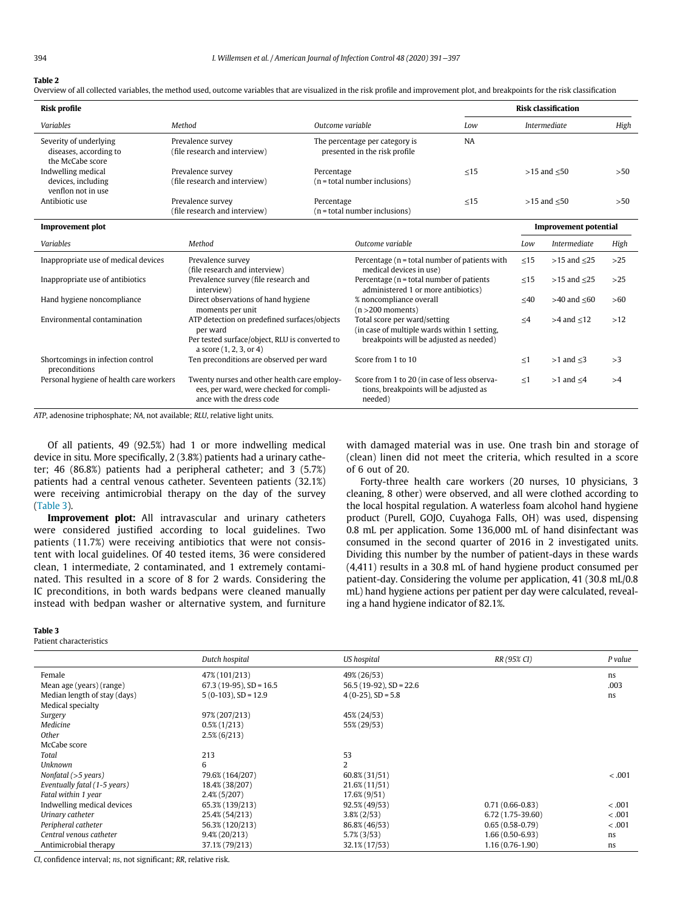**Table 2**

Overview of all collected variables, the method used, outcome variables that are visualized in the risk profile and improvement plot, and breakpoints for the risk classification

| **Risk profile** | | | **Risk classification** | | |
|---|---|---|---|---|---|
| *Variables* | *Method* | *Outcome variable* | *Low* | *Intermediate* | *High* |
| Severity of underlying diseases, according to the McCabe score | Prevalence survey (file research and interview) | The percentage per category is presented in the risk profile | NA | | |
| Indwelling medical devices, including venflon not in use | Prevalence survey (file research and interview) | Percentage (n = total number inclusions) | ≤15 | >15 and ≤50 | >50 |
| Antibiotic use | Prevalence survey (file research and interview) | Percentage (n = total number inclusions) | ≤15 | >15 and ≤50 | >50 |
| **Improvement plot** | | | **Improvement potential** | | |
| *Variables* | *Method* | *Outcome variable* | *Low* | *Intermediate* | *High* |
| Inappropriate use of medical devices | Prevalence survey (file research and interview) | Percentage (n = total number of patients with medical devices in use) | ≤15 | >15 and ≤25 | >25 |
| Inappropriate use of antibiotics | Prevalence survey (file research and interview) | Percentage (n = total number of patients administered 1 or more antibiotics) | ≤15 | >15 and ≤25 | >25 |
| Hand hygiene noncompliance | Direct observations of hand hygiene moments per unit | % noncompliance overall (n >200 moments) | ≤40 | >40 and ≤60 | >60 |
| Environmental contamination | ATP detection on predefined surfaces/objects per ward. Per tested surface/object, RLU is converted to a score (1, 2, 3, or 4) | Total score per ward/setting (in case of multiple wards within 1 setting, breakpoints will be adjusted as needed) | ≤4 | >4 and ≤12 | >12 |
| Shortcomings in infection control preconditions | Ten preconditions are observed per ward | Score from 1 to 10 | ≤1 | >1 and ≤3 | >3 |
| Personal hygiene of health care workers | Twenty nurses and other health care employees, per ward, were checked for compliance with the dress code | Score from 1 to 20 (in case of less observations, breakpoints will be adjusted as needed) | ≤1 | >1 and ≤4 | >4 |

*ATP*, adenosine triphosphate; *NA*, not available; *RLU*, relative light units.

Of all patients, 49 (92.5%) had 1 or more indwelling medical device in situ. More specifically, 2 (3.8%) patients had a urinary catheter; 46 (86.8%) patients had a peripheral catheter; and 3 (5.7%) patients had a central venous catheter. Seventeen patients (32.1%) were receiving antimicrobial therapy on the day of the survey (Table 3).

**Improvement plot:** All intravascular and urinary catheters were considered justified according to local guidelines. Two patients (11.7%) were receiving antibiotics that were not consistent with local guidelines. Of 40 tested items, 36 were considered clean, 1 intermediate, 2 contaminated, and 1 extremely contaminated. This resulted in a score of 8 for 2 wards. Considering the IC preconditions, in both wards bedpans were cleaned manually instead with bedpan washer or alternative system, and furniture with damaged material was in use. One trash bin and storage of (clean) linen did not meet the criteria, which resulted in a score of 6 out of 20.

Forty-three health care workers (20 nurses, 10 physicians, 3 cleaning, 8 other) were observed, and all were clothed according to the local hospital regulation. A waterless foam alcohol hand hygiene product (Purell, GOJO, Cuyahoga Falls, OH) was used, dispensing 0.8 mL per application. Some 136,000 mL of hand disinfectant was consumed in the second quarter of 2016 in 2 investigated units. Dividing this number by the number of patient-days in these wards (4,411) results in a 30.8 mL of hand hygiene product consumed per patient-day. Considering the volume per application, 41 (30.8 mL/0.8 mL) hand hygiene actions per patient per day were calculated, revealing a hand hygiene indicator of 82.1%.

**Table 3**

Patient characteristics

| | *Dutch hospital* | *US hospital* | *RR (95% CI)* | *P value* |
|---|---|---|---|---|
| Female | 47% (101/213) | 49% (26/53) | | ns |
| Mean age (years) (range) | 67.3 (19-95), SD = 16.5 | 56.5 (19-92), SD = 22.6 | | .003 |
| Median length of stay (days) | 5 (0-103), SD = 12.9 | 4 (0-25), SD = 5.8 | | ns |
| Medical specialty | | | | |
| *Surgery* | 97% (207/213) | 45% (24/53) | | |
| *Medicine* | 0.5% (1/213) | 55% (29/53) | | |
| *Other* | 2.5% (6/213) | | | |
| McCabe score | | | | |
| *Total* | 213 | 53 | | |
| *Unknown* | 6 | 2 | | |
| *Nonfatal (>5 years)* | 79.6% (164/207) | 60.8% (31/51) | | <.001 |
| *Eventually fatal (1-5 years)* | 18.4% (38/207) | 21.6% (11/51) | | |
| *Fatal within 1 year* | 2.4% (5/207) | 17.6% (9/51) | | |
| Indwelling medical devices | 65.3% (139/213) | 92.5% (49/53) | 0.71 (0.66-0.83) | <.001 |
| *Urinary catheter* | 25.4% (54/213) | 3.8% (2/53) | 6.72 (1.75-39.60) | <.001 |
| *Peripheral catheter* | 56.3% (120/213) | 86.8% (46/53) | 0.65 (0.58-0.79) | <.001 |
| *Central venous catheter* | 9.4% (20/213) | 5.7% (3/53) | 1.66 (0.50-6.93) | ns |
| Antimicrobial therapy | 37.1% (79/213) | 32.1% (17/53) | 1.16 (0.76-1.90) | ns |

*CI*, confidence interval; *ns*, not significant; *RR*, relative risk.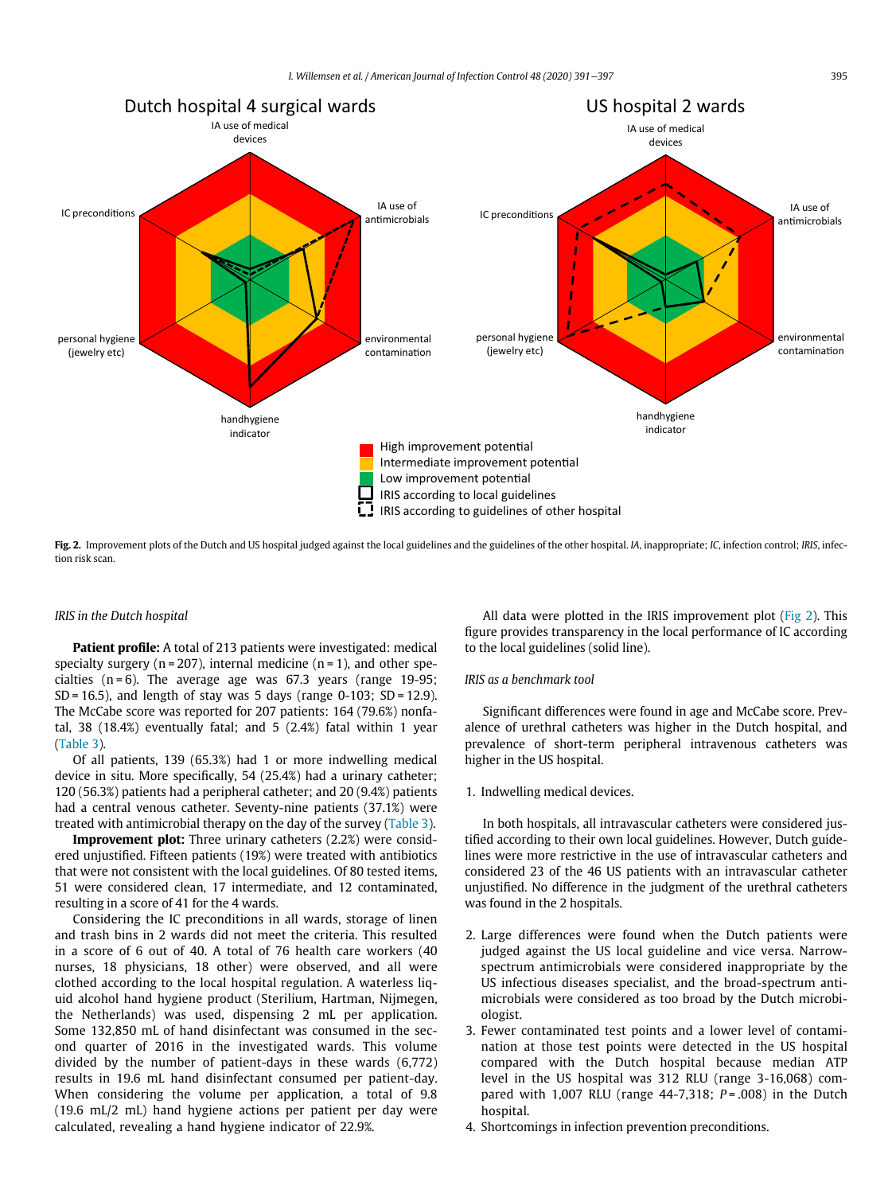**Fig. 2.** Improvement plots of the Dutch and US hospital judged against the local guidelines and the guidelines of the other hospital. *IA*, inappropriate; *IC*, infection control; *IRIS*, infection risk scan.

*IRIS in the Dutch hospital*

**Patient profile:** A total of 213 patients were investigated: medical specialty surgery (n = 207), internal medicine (n = 1), and other specialties (n = 6). The average age was 67.3 years (range 19-95; SD = 16.5), and length of stay was 5 days (range 0-103; SD = 12.9). The McCabe score was reported for 207 patients: 164 (79.6%) nonfatal, 38 (18.4%) eventually fatal; and 5 (2.4%) fatal within 1 year (Table 3).

Of all patients, 139 (65.3%) had 1 or more indwelling medical device in situ. More specifically, 54 (25.4%) had a urinary catheter; 120 (56.3%) patients had a peripheral catheter; and 20 (9.4%) patients had a central venous catheter. Seventy-nine patients (37.1%) were treated with antimicrobial therapy on the day of the survey (Table 3).

**Improvement plot:** Three urinary catheters (2.2%) were considered unjustified. Fifteen patients (19%) were treated with antibiotics that were not consistent with the local guidelines. Of 80 tested items, 51 were considered clean, 17 intermediate, and 12 contaminated, resulting in a score of 41 for the 4 wards.

Considering the IC preconditions in all wards, storage of linen and trash bins in 2 wards did not meet the criteria. This resulted in a score of 6 out of 40. A total of 76 health care workers (40 nurses, 18 physicians, 18 other) were observed, and all were clothed according to the local hospital regulation. A waterless liquid alcohol hand hygiene product (Sterilium, Hartman, Nijmegen, the Netherlands) was used, dispensing 2 mL per application. Some 132,850 mL of hand disinfectant was consumed in the second quarter of 2016 in the investigated wards. This volume divided by the number of patient-days in these wards (6,772) results in 19.6 mL hand disinfectant consumed per patient-day. When considering the volume per application, a total of 9.8 (19.6 mL/2 mL) hand hygiene actions per patient per day were calculated, revealing a hand hygiene indicator of 22.9%.

All data were plotted in the IRIS improvement plot (Fig 2). This figure provides transparency in the local performance of IC according to the local guidelines (solid line).

*IRIS as a benchmark tool*

Significant differences were found in age and McCabe score. Prevalence of urethral catheters was higher in the Dutch hospital, and prevalence of short-term peripheral intravenous catheters was higher in the US hospital.

1. Indwelling medical devices.

In both hospitals, all intravascular catheters were considered justified according to their own local guidelines. However, Dutch guidelines were more restrictive in the use of intravascular catheters and considered 23 of the 46 US patients with an intravascular catheter unjustified. No difference in the judgment of the urethral catheters was found in the 2 hospitals.

2. Large differences were found when the Dutch patients were judged against the US local guideline and vice versa. Narrow-spectrum antimicrobials were considered inappropriate by the US infectious diseases specialist, and the broad-spectrum antimicrobials were considered as too broad by the Dutch microbiologist.
3. Fewer contaminated test points and a lower level of contamination at those test points were detected in the US hospital compared with the Dutch hospital because median ATP level in the US hospital was 312 RLU (range 3-16,068) compared with 1,007 RLU (range 44-7,318; $P = .008$) in the Dutch hospital.
4. Shortcomings in infection prevention preconditions.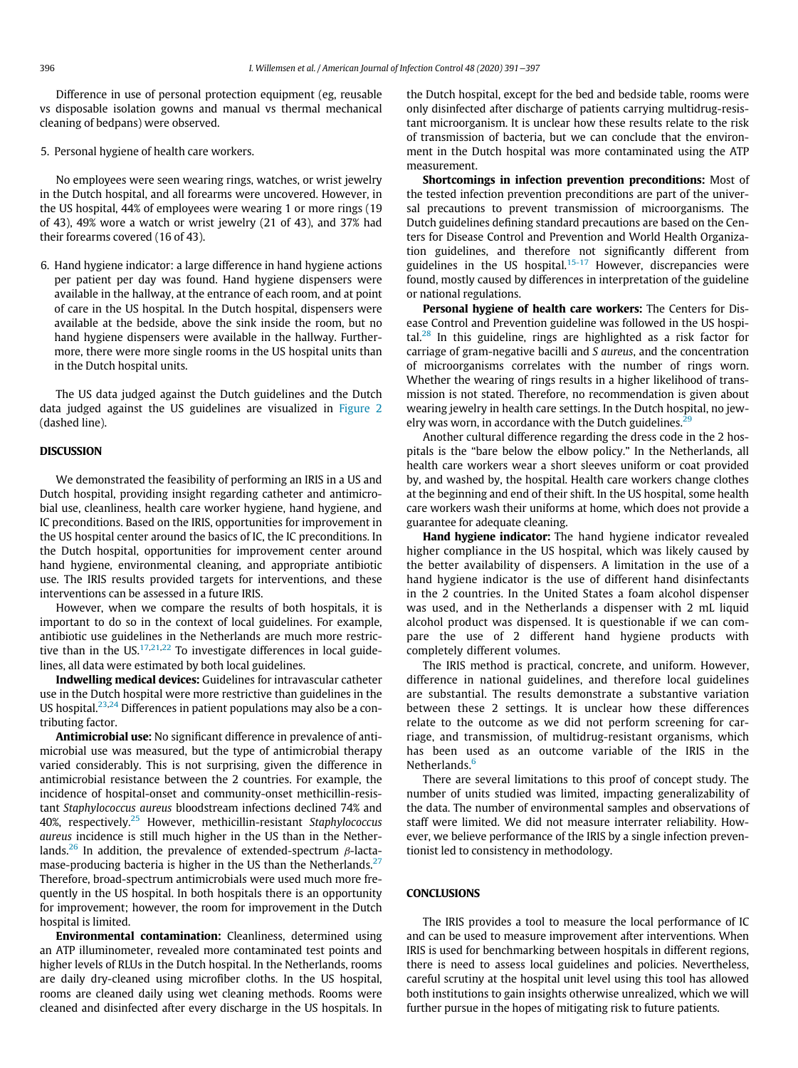Difference in use of personal protection equipment (eg, reusable vs disposable isolation gowns and manual vs thermal mechanical cleaning of bedpans) were observed.

5. Personal hygiene of health care workers.

No employees were seen wearing rings, watches, or wrist jewelry in the Dutch hospital, and all forearms were uncovered. However, in the US hospital, 44% of employees were wearing 1 or more rings (19 of 43), 49% wore a watch or wrist jewelry (21 of 43), and 37% had their forearms covered (16 of 43).

6. Hand hygiene indicator: a large difference in hand hygiene actions per patient per day was found. Hand hygiene dispensers were available in the hallway, at the entrance of each room, and at point of care in the US hospital. In the Dutch hospital, dispensers were available at the bedside, above the sink inside the room, but no hand hygiene dispensers were available in the hallway. Furthermore, there were more single rooms in the US hospital units than in the Dutch hospital units.

The US data judged against the Dutch guidelines and the Dutch data judged against the US guidelines are visualized in Figure 2 (dashed line).

## DISCUSSION

We demonstrated the feasibility of performing an IRIS in a US and Dutch hospital, providing insight regarding catheter and antimicrobial use, cleanliness, health care worker hygiene, hand hygiene, and IC preconditions. Based on the IRIS, opportunities for improvement in the US hospital center around the basics of IC, the IC preconditions. In the Dutch hospital, opportunities for improvement center around hand hygiene, environmental cleaning, and appropriate antibiotic use. The IRIS results provided targets for interventions, and these interventions can be assessed in a future IRIS.

However, when we compare the results of both hospitals, it is important to do so in the context of local guidelines. For example, antibiotic use guidelines in the Netherlands are much more restrictive than in the US.[17,21,22] To investigate differences in local guidelines, all data were estimated by both local guidelines.

**Indwelling medical devices:** Guidelines for intravascular catheter use in the Dutch hospital were more restrictive than guidelines in the US hospital.[23,24] Differences in patient populations may also be a contributing factor.

**Antimicrobial use:** No significant difference in prevalence of antimicrobial use was measured, but the type of antimicrobial therapy varied considerably. This is not surprising, given the difference in antimicrobial resistance between the 2 countries. For example, the incidence of hospital-onset and community-onset methicillin-resistant *Staphylococcus aureus* bloodstream infections declined 74% and 40%, respectively.[25] However, methicillin-resistant *Staphylococcus aureus* incidence is still much higher in the US than in the Netherlands.[26] In addition, the prevalence of extended-spectrum $\beta$-lactamase-producing bacteria is higher in the US than the Netherlands.[27] Therefore, broad-spectrum antimicrobials were used much more frequently in the US hospital. In both hospitals there is an opportunity for improvement; however, the room for improvement in the Dutch hospital is limited.

**Environmental contamination:** Cleanliness, determined using an ATP illuminometer, revealed more contaminated test points and higher levels of RLUs in the Dutch hospital. In the Netherlands, rooms are daily dry-cleaned using microfiber cloths. In the US hospital, rooms are cleaned daily using wet cleaning methods. Rooms were cleaned and disinfected after every discharge in the US hospitals. In the Dutch hospital, except for the bed and bedside table, rooms were only disinfected after discharge of patients carrying multidrug-resistant microorganism. It is unclear how these results relate to the risk of transmission of bacteria, but we can conclude that the environment in the Dutch hospital was more contaminated using the ATP measurement.

**Shortcomings in infection prevention preconditions:** Most of the tested infection prevention preconditions are part of the universal precautions to prevent transmission of microorganisms. The Dutch guidelines defining standard precautions are based on the Centers for Disease Control and Prevention and World Health Organization guidelines, and therefore not significantly different from guidelines in the US hospital.[15-17] However, discrepancies were found, mostly caused by differences in interpretation of the guideline or national regulations.

**Personal hygiene of health care workers:** The Centers for Disease Control and Prevention guideline was followed in the US hospital.[28] In this guideline, rings are highlighted as a risk factor for carriage of gram-negative bacilli and *S aureus*, and the concentration of microorganisms correlates with the number of rings worn. Whether the wearing of rings results in a higher likelihood of transmission is not stated. Therefore, no recommendation is given about wearing jewelry in health care settings. In the Dutch hospital, no jewelry was worn, in accordance with the Dutch guidelines.[29]

Another cultural difference regarding the dress code in the 2 hospitals is the "bare below the elbow policy." In the Netherlands, all health care workers wear a short sleeves uniform or coat provided by, and washed by, the hospital. Health care workers change clothes at the beginning and end of their shift. In the US hospital, some health care workers wash their uniforms at home, which does not provide a guarantee for adequate cleaning.

**Hand hygiene indicator:** The hand hygiene indicator revealed higher compliance in the US hospital, which was likely caused by the better availability of dispensers. A limitation in the use of a hand hygiene indicator is the use of different hand disinfectants in the 2 countries. In the United States a foam alcohol dispenser was used, and in the Netherlands a dispenser with 2 mL liquid alcohol product was dispensed. It is questionable if we can compare the use of 2 different hand hygiene products with completely different volumes.

The IRIS method is practical, concrete, and uniform. However, difference in national guidelines, and therefore local guidelines are substantial. The results demonstrate a substantive variation between these 2 settings. It is unclear how these differences relate to the outcome as we did not perform screening for carriage, and transmission, of multidrug-resistant organisms, which has been used as an outcome variable of the IRIS in the Netherlands.[6]

There are several limitations to this proof of concept study. The number of units studied was limited, impacting generalizability of the data. The number of environmental samples and observations of staff were limited. We did not measure interrater reliability. However, we believe performance of the IRIS by a single infection preventionist led to consistency in methodology.

## CONCLUSIONS

The IRIS provides a tool to measure the local performance of IC and can be used to measure improvement after interventions. When IRIS is used for benchmarking between hospitals in different regions, there is need to assess local guidelines and policies. Nevertheless, careful scrutiny at the hospital unit level using this tool has allowed both institutions to gain insights otherwise unrealized, which we will further pursue in the hopes of mitigating risk to future patients.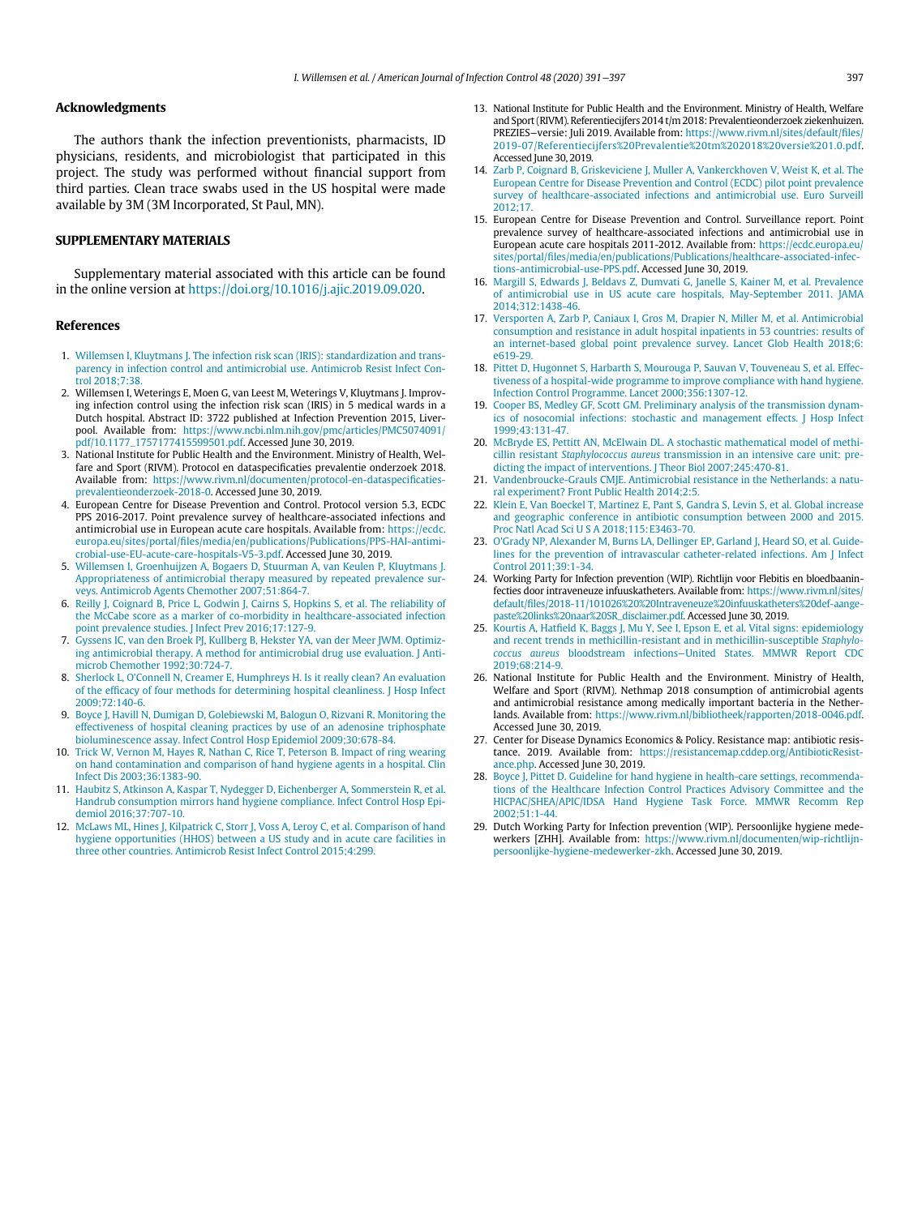## Acknowledgments

The authors thank the infection preventionists, pharmacists, ID physicians, residents, and microbiologist that participated in this project. The study was performed without financial support from third parties. Clean trace swabs used in the US hospital were made available by 3M (3M Incorporated, St Paul, MN).

## SUPPLEMENTARY MATERIALS

Supplementary material associated with this article can be found in the online version at https://doi.org/10.1016/j.ajic.2019.09.020.

## References

1. Willemsen I, Kluytmans J. The infection risk scan (IRIS): standardization and transparency in infection control and antimicrobial use. Antimicrob Resist Infect Control 2018;7:38.
2. Willemsen I, Weterings E, Moen G, van Leest M, Weterings V, Kluytmans J. Improving infection control using the infection risk scan (IRIS) in 5 medical wards in a Dutch hospital. Abstract ID: 3722 published at Infection Prevention 2015, Liverpool. Available from: https://www.ncbi.nlm.nih.gov/pmc/articles/PMC5074091/pdf/10.1177_1757177415599501.pdf. Accessed June 30, 2019.
3. National Institute for Public Health and the Environment. Ministry of Health, Welfare and Sport (RIVM). Protocol en dataspecificaties prevalentie onderzoek 2018. Available from: https://www.rivm.nl/documenten/protocol-en-dataspecificaties-prevalentieonderzoek-2018-0. Accessed June 30, 2019.
4. European Centre for Disease Prevention and Control. Protocol version 5.3, ECDC PPS 2016-2017. Point prevalence survey of healthcare-associated infections and antimicrobial use in European acute care hospitals. Available from: https://ecdc.europa.eu/sites/portal/files/media/en/publications/Publications/PPS-HAI-antimicrobial-use-EU-acute-care-hospitals-V5-3.pdf. Accessed June 30, 2019.
5. Willemsen I, Groenhuijzen A, Bogaers D, Stuurman A, van Keulen P, Kluytmans J. Appropriateness of antimicrobial therapy measured by repeated prevalence surveys. Antimicrob Agents Chemother 2007;51:864-7.
6. Reilly J, Coignard B, Price L, Godwin J, Cairns S, Hopkins S, et al. The reliability of the McCabe score as a marker of co-morbidity in healthcare-associated infection point prevalence studies. J Infect Prev 2016;17:127-9.
7. Gyssens IC, van den Broek PJ, Kullberg B, Hekster YA, van der Meer JWM. Optimizing antimicrobial therapy. A method for antimicrobial drug use evaluation. J Antimicrob Chemother 1992;30:724-7.
8. Sherlock L, O'Connell N, Creamer E, Humphreys H. Is it really clean? An evaluation of the efficacy of four methods for determining hospital cleanliness. J Hosp Infect 2009;72:140-6.
9. Boyce J, Havill N, Dumigan D, Golebiewski M, Balogun O, Rizvani R. Monitoring the effectiveness of hospital cleaning practices by use of an adenosine triphosphate bioluminescence assay. Infect Control Hosp Epidemiol 2009;30:678-84.
10. Trick W, Vernon M, Hayes R, Nathan C, Rice T, Peterson B. Impact of ring wearing on hand contamination and comparison of hand hygiene agents in a hospital. Clin Infect Dis 2003;36:1383-90.
11. Haubitz S, Atkinson A, Kaspar T, Nydegger D, Eichenberger A, Sommerstein R, et al. Handrub consumption mirrors hand hygiene compliance. Infect Control Hosp Epidemiol 2016;37:707-10.
12. McLaws ML, Hines J, Kilpatrick C, Storr J, Voss A, Leroy C, et al. Comparison of hand hygiene opportunities (HHOS) between a US study and in acute care facilities in three other countries. Antimicrob Resist Infect Control 2015;4:299.
13. National Institute for Public Health and the Environment. Ministry of Health, Welfare and Sport (RIVM). Referentiecijfers 2014 t/m 2018: Prevalentieonderzoek ziekenhuizen. PREZIES—versie: Juli 2019. Available from: https://www.rivm.nl/sites/default/files/2019-07/Referentiecijfers%20Prevalentie%20tm%202018%20versie%201.0.pdf. Accessed June 30, 2019.
14. Zarb P, Coignard B, Griskeviciene J, Muller A, Vankerckhoven V, Weist K, et al. The European Centre for Disease Prevention and Control (ECDC) pilot point prevalence survey of healthcare-associated infections and antimicrobial use. Euro Surveill 2012;17.
15. European Centre for Disease Prevention and Control. Surveillance report. Point prevalence survey of healthcare-associated infections and antimicrobial use in European acute care hospitals 2011-2012. Available from: https://ecdc.europa.eu/sites/portal/files/media/en/publications/Publications/healthcare-associated-infections-antimicrobial-use-PPS.pdf. Accessed June 30, 2019.
16. Margill S, Edwards J, Beldavs Z, Dumvati G, Janelle S, Kainer M, et al. Prevalence of antimicrobial use in US acute care hospitals, May-September 2011. JAMA 2014;312:1438-46.
17. Versporten A, Zarb P, Caniaux I, Gros M, Drapier N, Miller M, et al. Antimicrobial consumption and resistance in adult hospital inpatients in 53 countries: results of an internet-based global point prevalence survey. Lancet Glob Health 2018;6:e619-29.
18. Pittet D, Hugonnet S, Harbarth S, Mourouga P, Sauvan V, Touveneau S, et al. Effectiveness of a hospital-wide programme to improve compliance with hand hygiene. Infection Control Programme. Lancet 2000;356:1307-12.
19. Cooper BS, Medley GF, Scott GM. Preliminary analysis of the transmission dynamics of nosocomial infections: stochastic and management effects. J Hosp Infect 1999;43:131-47.
20. McBryde ES, Pettitt AN, McElwain DL. A stochastic mathematical model of methicillin resistant *Staphylococcus aureus* transmission in an intensive care unit: predicting the impact of interventions. J Theor Biol 2007;245:470-81.
21. Vandenbroucke-Grauls CMJE. Antimicrobial resistance in the Netherlands: a natural experiment? Front Public Health 2014;2:5.
22. Klein E, Van Boeckel T, Martinez E, Pant S, Gandra S, Levin S, et al. Global increase and geographic conference in antibiotic consumption between 2000 and 2015. Proc Natl Acad Sci U S A 2018;115:E3463-70.
23. O'Grady NP, Alexander M, Burns LA, Dellinger EP, Garland J, Heard SO, et al. Guidelines for the prevention of intravascular catheter-related infections. Am J Infect Control 2011;39:1-34.
24. Working Party for Infection prevention (WIP). Richtlijn voor Flebitis en bloedbaaninfecties door intraveneuze infuuskatheters. Available from: https://www.rivm.nl/sites/default/files/2018-11/101026%20%20Intraveneuze%20infuuskatheters%20def-aangepaste%20links%20naar%20SR_disclaimer.pdf. Accessed June 30, 2019.
25. Kourtis A, Hatfield K, Baggs J, Mu Y, See I, Epson E, et al. Vital signs: epidemiology and recent trends in methicillin-resistant and in methicillin-susceptible *Staphylococcus aureus* bloodstream infections—United States. MMWR Report CDC 2019;68:214-9.
26. National Institute for Public Health and the Environment. Ministry of Health, Welfare and Sport (RIVM). Nethmap 2018 consumption of antimicrobial agents and antimicrobial resistance among medically important bacteria in the Netherlands. Available from: https://www.rivm.nl/bibliotheek/rapporten/2018-0046.pdf. Accessed June 30, 2019.
27. Center for Disease Dynamics Economics & Policy. Resistance map: antibiotic resistance. 2019. Available from: https://resistancemap.cddep.org/AntibioticResistance.php. Accessed June 30, 2019.
28. Boyce J, Pittet D. Guideline for hand hygiene in health-care settings, recommendations of the Healthcare Infection Control Practices Advisory Committee and the HICPAC/SHEA/APIC/IDSA Hand Hygiene Task Force. MMWR Recomm Rep 2002;51:1-44.
29. Dutch Working Party for Infection prevention (WIP). Persoonlijke hygiene medewerkers [ZHH]. Available from: https://www.rivm.nl/documenten/wip-richtlijn-persoonlijke-hygiene-medewerker-zkh. Accessed June 30, 2019.